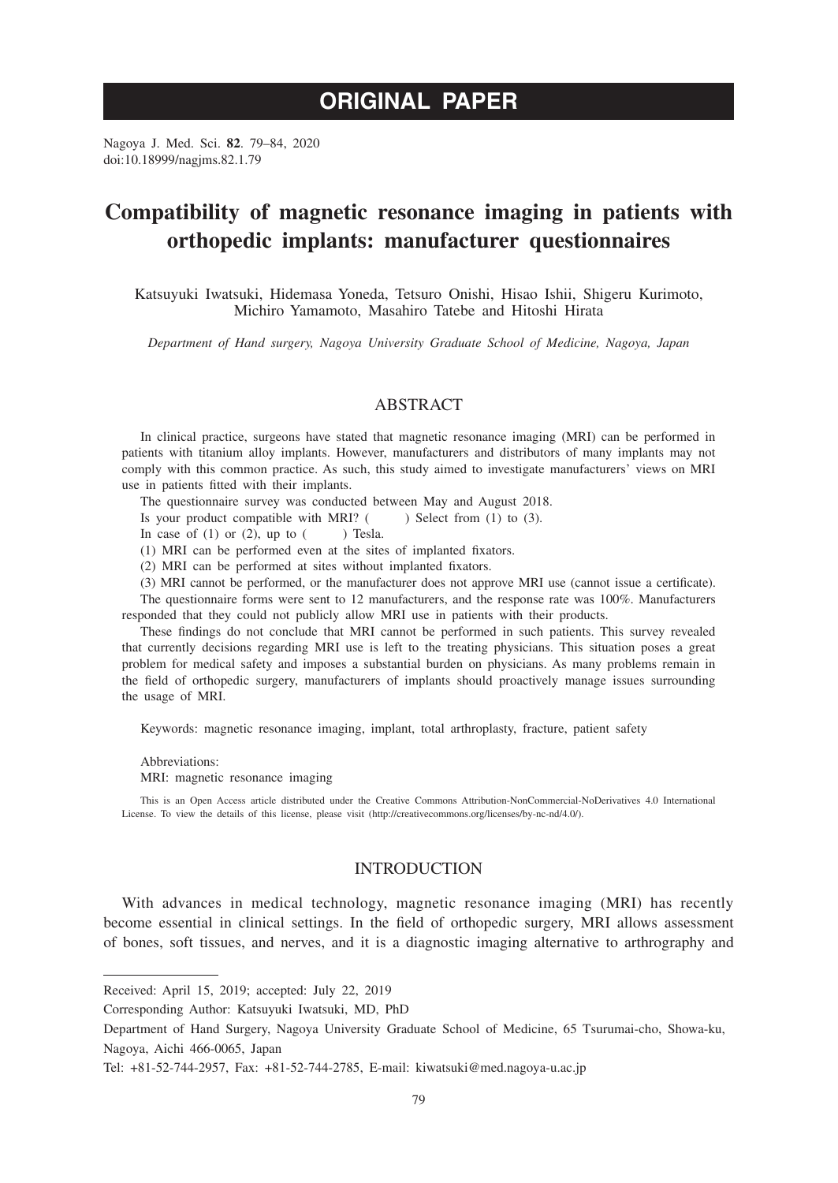ORIGINAL PAPER

# Compatibility of magnetic resonance imaging in patients with orthopedic implants: manufacturer questionnaires

Katsuyuki Iwatsuki, Hidemasa Yoneda, Tetsuro Onishi, Hisao Ishii, Shigeru Kurimoto, Michiro Yamamoto, Masahiro Tatebe and Hitoshi Hirata

*Department of Hand surgery, Nagoya University Graduate School of Medicine, Nagoya, Japan*

## ABSTRACT

In clinical practice, surgeons have stated that magnetic resonance imaging (MRI) can be performed in patients with titanium alloy implants. However, manufacturers and distributors of many implants may not comply with this common practice. As such, this study aimed to investigate manufacturers' views on MRI use in patients fitted with their implants.

The questionnaire survey was conducted between May and August 2018.

Is your product compatible with MRI? (      ) Select from (1) to (3).

In case of (1) or (2), up to (      ) Tesla.

(1) MRI can be performed even at the sites of implanted fixators.

(2) MRI can be performed at sites without implanted fixators.

(3) MRI cannot be performed, or the manufacturer does not approve MRI use (cannot issue a certificate).

The questionnaire forms were sent to 12 manufacturers, and the response rate was 100%. Manufacturers responded that they could not publicly allow MRI use in patients with their products.

These findings do not conclude that MRI cannot be performed in such patients. This survey revealed that currently decisions regarding MRI use is left to the treating physicians. This situation poses a great problem for medical safety and imposes a substantial burden on physicians. As many problems remain in the field of orthopedic surgery, manufacturers of implants should proactively manage issues surrounding the usage of MRI.

Keywords: magnetic resonance imaging, implant, total arthroplasty, fracture, patient safety

Abbreviations:
MRI: magnetic resonance imaging

This is an Open Access article distributed under the Creative Commons Attribution-NonCommercial-NoDerivatives 4.0 International License. To view the details of this license, please visit (http://creativecommons.org/licenses/by-nc-nd/4.0/).

## INTRODUCTION

With advances in medical technology, magnetic resonance imaging (MRI) has recently become essential in clinical settings. In the field of orthopedic surgery, MRI allows assessment of bones, soft tissues, and nerves, and it is a diagnostic imaging alternative to arthrography and

Received: April 15, 2019; accepted: July 22, 2019

Corresponding Author: Katsuyuki Iwatsuki, MD, PhD

Department of Hand Surgery, Nagoya University Graduate School of Medicine, 65 Tsurumai-cho, Showa-ku, Nagoya, Aichi 466-0065, Japan

Tel: +81-52-744-2957, Fax: +81-52-744-2785, E-mail: kiwatsuki@med.nagoya-u.ac.jp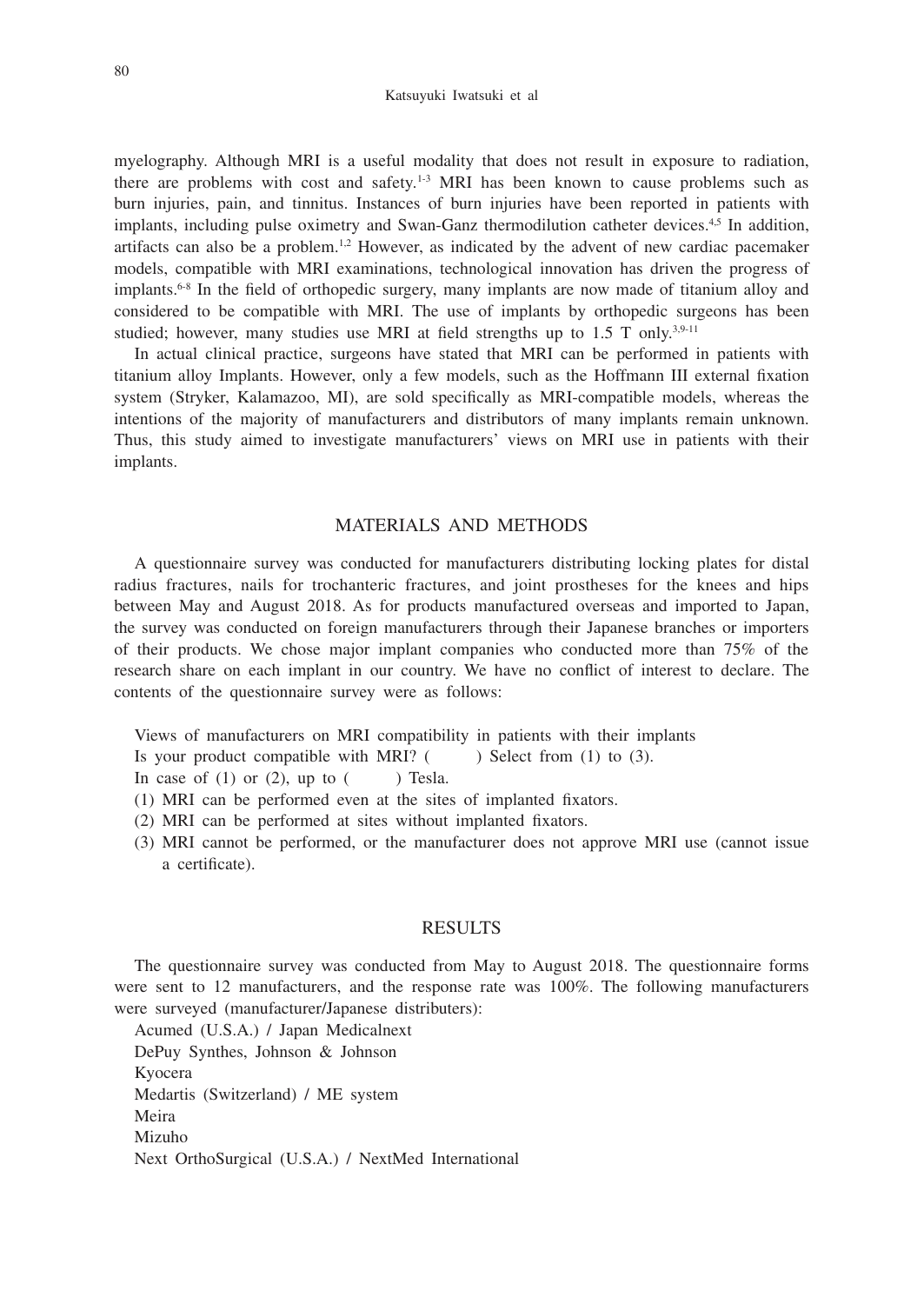myelography. Although MRI is a useful modality that does not result in exposure to radiation, there are problems with cost and safety.[1-3] MRI has been known to cause problems such as burn injuries, pain, and tinnitus. Instances of burn injuries have been reported in patients with implants, including pulse oximetry and Swan-Ganz thermodilution catheter devices.[4,5] In addition, artifacts can also be a problem.[1,2] However, as indicated by the advent of new cardiac pacemaker models, compatible with MRI examinations, technological innovation has driven the progress of implants.[6-8] In the field of orthopedic surgery, many implants are now made of titanium alloy and considered to be compatible with MRI. The use of implants by orthopedic surgeons has been studied; however, many studies use MRI at field strengths up to 1.5 T only.[3,9-11]

In actual clinical practice, surgeons have stated that MRI can be performed in patients with titanium alloy Implants. However, only a few models, such as the Hoffmann III external fixation system (Stryker, Kalamazoo, MI), are sold specifically as MRI-compatible models, whereas the intentions of the majority of manufacturers and distributors of many implants remain unknown. Thus, this study aimed to investigate manufacturers' views on MRI use in patients with their implants.

## MATERIALS AND METHODS

A questionnaire survey was conducted for manufacturers distributing locking plates for distal radius fractures, nails for trochanteric fractures, and joint prostheses for the knees and hips between May and August 2018. As for products manufactured overseas and imported to Japan, the survey was conducted on foreign manufacturers through their Japanese branches or importers of their products. We chose major implant companies who conducted more than 75% of the research share on each implant in our country. We have no conflict of interest to declare. The contents of the questionnaire survey were as follows:

Views of manufacturers on MRI compatibility in patients with their implants

Is your product compatible with MRI? (      ) Select from (1) to (3).

In case of (1) or (2), up to (      ) Tesla.

(1) MRI can be performed even at the sites of implanted fixators.

(2) MRI can be performed at sites without implanted fixators.

(3) MRI cannot be performed, or the manufacturer does not approve MRI use (cannot issue a certificate).

## RESULTS

The questionnaire survey was conducted from May to August 2018. The questionnaire forms were sent to 12 manufacturers, and the response rate was 100%. The following manufacturers were surveyed (manufacturer/Japanese distributers):

Acumed (U.S.A.) / Japan Medicalnext

DePuy Synthes, Johnson & Johnson

Kyocera

Medartis (Switzerland) / ME system

Meira

Mizuho

Next OrthoSurgical (U.S.A.) / NextMed International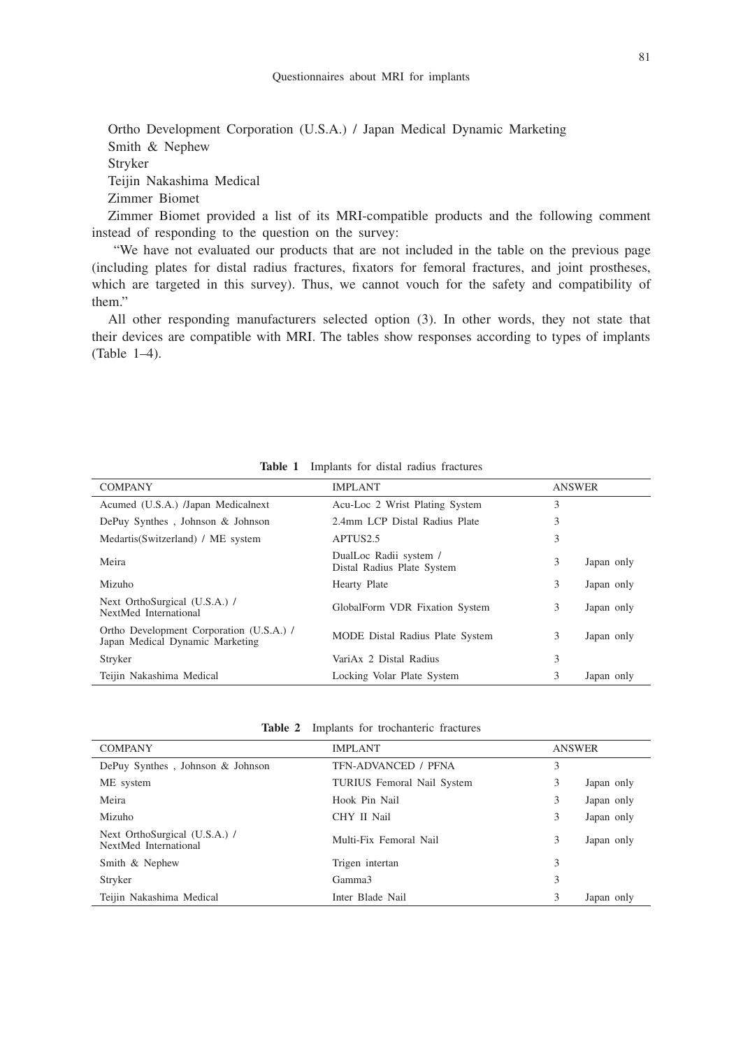Ortho Development Corporation (U.S.A.) / Japan Medical Dynamic Marketing
Smith & Nephew
Stryker
Teijin Nakashima Medical
Zimmer Biomet

Zimmer Biomet provided a list of its MRI-compatible products and the following comment instead of responding to the question on the survey:

"We have not evaluated our products that are not included in the table on the previous page (including plates for distal radius fractures, fixators for femoral fractures, and joint prostheses, which are targeted in this survey). Thus, we cannot vouch for the safety and compatibility of them."

All other responding manufacturers selected option (3). In other words, they not state that their devices are compatible with MRI. The tables show responses according to types of implants (Table 1–4).

**Table 1** Implants for distal radius fractures

| COMPANY | IMPLANT | ANSWER | |
|---|---|---|---|
| Acumed (U.S.A.) /Japan Medicalnext | Acu-Loc 2 Wrist Plating System | 3 | |
| DePuy Synthes , Johnson & Johnson | 2.4mm LCP Distal Radius Plate | 3 | |
| Medartis(Switzerland) / ME system | APTUS2.5 | 3 | |
| Meira | DualLoc Radii system / Distal Radius Plate System | 3 | Japan only |
| Mizuho | Hearty Plate | 3 | Japan only |
| Next OrthoSurgical (U.S.A.) / NextMed International | GlobalForm VDR Fixation System | 3 | Japan only |
| Ortho Development Corporation (U.S.A.) / Japan Medical Dynamic Marketing | MODE Distal Radius Plate System | 3 | Japan only |
| Stryker | VariAx 2 Distal Radius | 3 | |
| Teijin Nakashima Medical | Locking Volar Plate System | 3 | Japan only |

**Table 2** Implants for trochanteric fractures

| COMPANY | IMPLANT | ANSWER | |
|---|---|---|---|
| DePuy Synthes , Johnson & Johnson | TFN-ADVANCED / PFNA | 3 | |
| ME system | TURIUS Femoral Nail System | 3 | Japan only |
| Meira | Hook Pin Nail | 3 | Japan only |
| Mizuho | CHY II Nail | 3 | Japan only |
| Next OrthoSurgical (U.S.A.) / NextMed International | Multi-Fix Femoral Nail | 3 | Japan only |
| Smith & Nephew | Trigen intertan | 3 | |
| Stryker | Gamma3 | 3 | |
| Teijin Nakashima Medical | Inter Blade Nail | 3 | Japan only |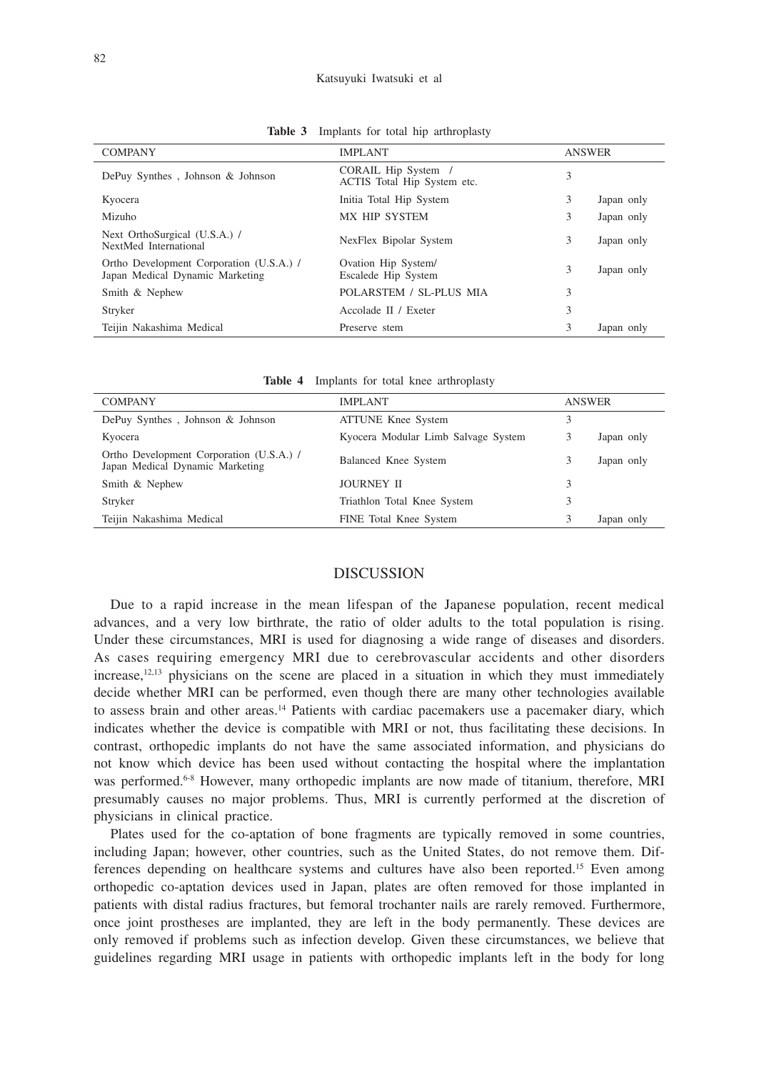**Table 3** Implants for total hip arthroplasty

| COMPANY | IMPLANT | ANSWER | |
|---|---|---|---|
| DePuy Synthes , Johnson & Johnson | CORAIL Hip System / ACTIS Total Hip System etc. | 3 | |
| Kyocera | Initia Total Hip System | 3 | Japan only |
| Mizuho | MX HIP SYSTEM | 3 | Japan only |
| Next OrthoSurgical (U.S.A.) / NextMed International | NexFlex Bipolar System | 3 | Japan only |
| Ortho Development Corporation (U.S.A.) / Japan Medical Dynamic Marketing | Ovation Hip System/ Escalede Hip System | 3 | Japan only |
| Smith & Nephew | POLARSTEM / SL-PLUS MIA | 3 | |
| Stryker | Accolade II / Exeter | 3 | |
| Teijin Nakashima Medical | Preserve stem | 3 | Japan only |

**Table 4** Implants for total knee arthroplasty

| COMPANY | IMPLANT | ANSWER | |
|---|---|---|---|
| DePuy Synthes , Johnson & Johnson | ATTUNE Knee System | 3 | |
| Kyocera | Kyocera Modular Limb Salvage System | 3 | Japan only |
| Ortho Development Corporation (U.S.A.) / Japan Medical Dynamic Marketing | Balanced Knee System | 3 | Japan only |
| Smith & Nephew | JOURNEY II | 3 | |
| Stryker | Triathlon Total Knee System | 3 | |
| Teijin Nakashima Medical | FINE Total Knee System | 3 | Japan only |

## DISCUSSION

Due to a rapid increase in the mean lifespan of the Japanese population, recent medical advances, and a very low birthrate, the ratio of older adults to the total population is rising. Under these circumstances, MRI is used for diagnosing a wide range of diseases and disorders. As cases requiring emergency MRI due to cerebrovascular accidents and other disorders increase,[12,13] physicians on the scene are placed in a situation in which they must immediately decide whether MRI can be performed, even though there are many other technologies available to assess brain and other areas.[14] Patients with cardiac pacemakers use a pacemaker diary, which indicates whether the device is compatible with MRI or not, thus facilitating these decisions. In contrast, orthopedic implants do not have the same associated information, and physicians do not know which device has been used without contacting the hospital where the implantation was performed.[6-8] However, many orthopedic implants are now made of titanium, therefore, MRI presumably causes no major problems. Thus, MRI is currently performed at the discretion of physicians in clinical practice.

Plates used for the co-aptation of bone fragments are typically removed in some countries, including Japan; however, other countries, such as the United States, do not remove them. Differences depending on healthcare systems and cultures have also been reported.[15] Even among orthopedic co-aptation devices used in Japan, plates are often removed for those implanted in patients with distal radius fractures, but femoral trochanter nails are rarely removed. Furthermore, once joint prostheses are implanted, they are left in the body permanently. These devices are only removed if problems such as infection develop. Given these circumstances, we believe that guidelines regarding MRI usage in patients with orthopedic implants left in the body for long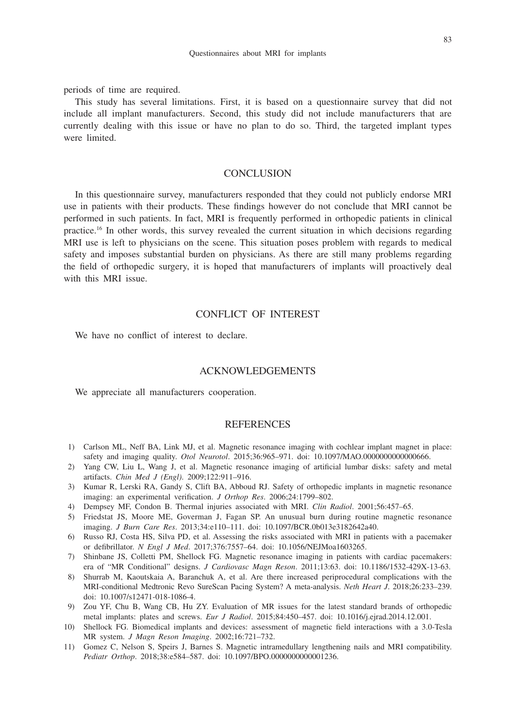periods of time are required.

This study has several limitations. First, it is based on a questionnaire survey that did not include all implant manufacturers. Second, this study did not include manufacturers that are currently dealing with this issue or have no plan to do so. Third, the targeted implant types were limited.

## CONCLUSION

In this questionnaire survey, manufacturers responded that they could not publicly endorse MRI use in patients with their products. These findings however do not conclude that MRI cannot be performed in such patients. In fact, MRI is frequently performed in orthopedic patients in clinical practice.[16] In other words, this survey revealed the current situation in which decisions regarding MRI use is left to physicians on the scene. This situation poses problem with regards to medical safety and imposes substantial burden on physicians. As there are still many problems regarding the field of orthopedic surgery, it is hoped that manufacturers of implants will proactively deal with this MRI issue.

## CONFLICT OF INTEREST

We have no conflict of interest to declare.

## ACKNOWLEDGEMENTS

We appreciate all manufacturers cooperation.

## REFERENCES

1) Carlson ML, Neff BA, Link MJ, et al. Magnetic resonance imaging with cochlear implant magnet in place: safety and imaging quality. *Otol Neurotol*. 2015;36:965–971. doi: 10.1097/MAO.0000000000000666.
2) Yang CW, Liu L, Wang J, et al. Magnetic resonance imaging of artificial lumbar disks: safety and metal artifacts. *Chin Med J (Engl)*. 2009;122:911–916.
3) Kumar R, Lerski RA, Gandy S, Clift BA, Abboud RJ. Safety of orthopedic implants in magnetic resonance imaging: an experimental verification. *J Orthop Res*. 2006;24:1799–802.
4) Dempsey MF, Condon B. Thermal injuries associated with MRI. *Clin Radiol*. 2001;56:457–65.
5) Friedstat JS, Moore ME, Goverman J, Fagan SP. An unusual burn during routine magnetic resonance imaging. *J Burn Care Res*. 2013;34:e110–111. doi: 10.1097/BCR.0b013e3182642a40.
6) Russo RJ, Costa HS, Silva PD, et al. Assessing the risks associated with MRI in patients with a pacemaker or defibrillator. *N Engl J Med*. 2017;376:7557–64. doi: 10.1056/NEJMoa1603265.
7) Shinbane JS, Colletti PM, Shellock FG. Magnetic resonance imaging in patients with cardiac pacemakers: era of "MR Conditional" designs. *J Cardiovasc Magn Reson*. 2011;13:63. doi: 10.1186/1532-429X-13-63.
8) Shurrab M, Kaoutskaia A, Baranchuk A, et al. Are there increased periprocedural complications with the MRI-conditional Medtronic Revo SureScan Pacing System? A meta-analysis. *Neth Heart J*. 2018;26:233–239. doi: 10.1007/s12471-018-1086-4.
9) Zou YF, Chu B, Wang CB, Hu ZY. Evaluation of MR issues for the latest standard brands of orthopedic metal implants: plates and screws. *Eur J Radiol*. 2015;84:450–457. doi: 10.1016/j.ejrad.2014.12.001.
10) Shellock FG. Biomedical implants and devices: assessment of magnetic field interactions with a 3.0-Tesla MR system. *J Magn Reson Imaging*. 2002;16:721–732.
11) Gomez C, Nelson S, Speirs J, Barnes S. Magnetic intramedullary lengthening nails and MRI compatibility. *Pediatr Orthop*. 2018;38:e584–587. doi: 10.1097/BPO.0000000000001236.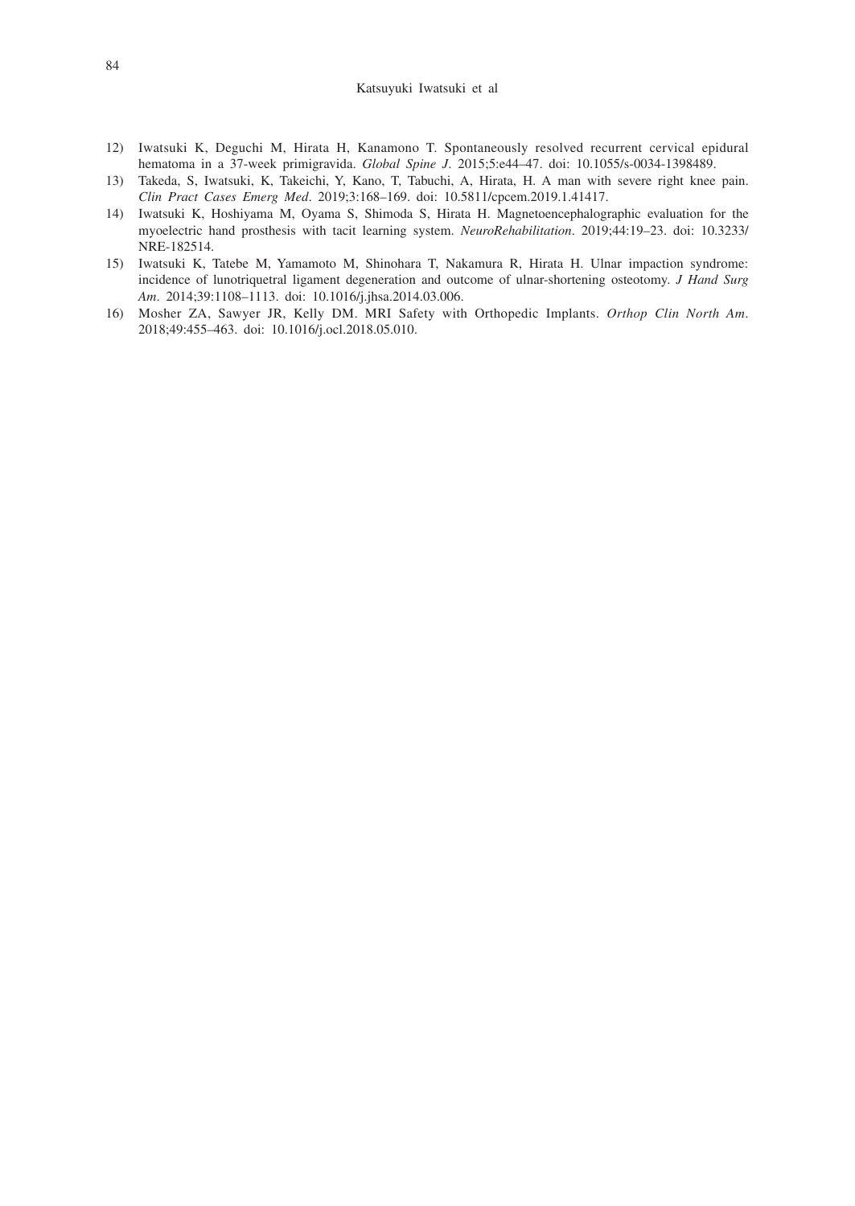12) Iwatsuki K, Deguchi M, Hirata H, Kanamono T. Spontaneously resolved recurrent cervical epidural hematoma in a 37-week primigravida. *Global Spine J*. 2015;5:e44–47. doi: 10.1055/s-0034-1398489.
13) Takeda, S, Iwatsuki, K, Takeichi, Y, Kano, T, Tabuchi, A, Hirata, H. A man with severe right knee pain. *Clin Pract Cases Emerg Med*. 2019;3:168–169. doi: 10.5811/cpcem.2019.1.41417.
14) Iwatsuki K, Hoshiyama M, Oyama S, Shimoda S, Hirata H. Magnetoencephalographic evaluation for the myoelectric hand prosthesis with tacit learning system. *NeuroRehabilitation*. 2019;44:19–23. doi: 10.3233/NRE-182514.
15) Iwatsuki K, Tatebe M, Yamamoto M, Shinohara T, Nakamura R, Hirata H. Ulnar impaction syndrome: incidence of lunotriquetral ligament degeneration and outcome of ulnar-shortening osteotomy. *J Hand Surg Am*. 2014;39:1108–1113. doi: 10.1016/j.jhsa.2014.03.006.
16) Mosher ZA, Sawyer JR, Kelly DM. MRI Safety with Orthopedic Implants. *Orthop Clin North Am*. 2018;49:455–463. doi: 10.1016/j.ocl.2018.05.010.